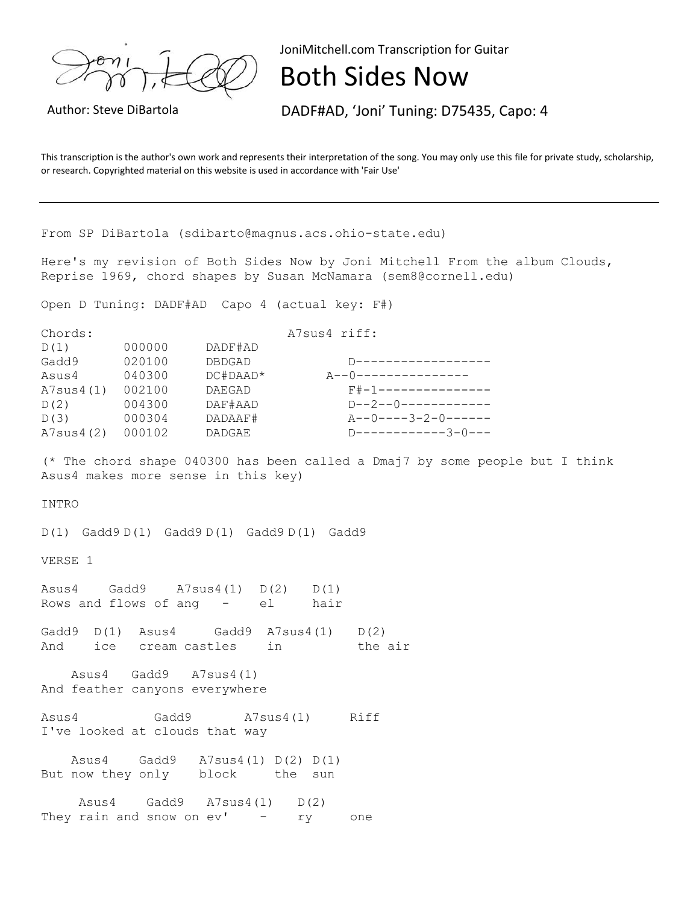JoniMitchell.com Transcription for Guitar

# Both Sides Now

Author: Steve DiBartola

DADF#AD, 'Joni' Tuning: D75435, Capo: 4

This transcription is the author's own work and represents their interpretation of the song. You may only use this file for private study, scholarship, or research. Copyrighted material on this website is used in accordance with 'Fair Use'

---

```
From SP DiBartola (sdibarto@magnus.acs.ohio-state.edu)

Here's my revision of Both Sides Now by Joni Mitchell From the album Clouds,
Reprise 1969, chord shapes by Susan McNamara (sem8@cornell.edu)

Open D Tuning: DADF#AD  Capo 4 (actual key: F#)

Chords:                               A7sus4 riff:
D(1)        000000     DADF#AD
Gadd9       020100     DBDGAD              D------------------
Asus4       040300     DC#DAAD*         A--0---------------
A7sus4(1)   002100     DAEGAD              F#-1---------------
D(2)        004300     DAF#AAD             D--2--0------------
D(3)        000304     DADAAF#             A--0----3-2-0------
A7sus4(2)   000102     DADGAE              D------------3-0---

(* The chord shape 040300 has been called a Dmaj7 by some people but I think
Asus4 makes more sense in this key)

INTRO

D(1)  Gadd9 D(1)  Gadd9 D(1)  Gadd9 D(1)  Gadd9

VERSE 1

Asus4    Gadd9    A7sus4(1)  D(2)   D(1)
Rows and flows of ang   -    el     hair

Gadd9  D(1)  Asus4     Gadd9  A7sus4(1)   D(2)
And    ice   cream castles    in          the air

    Asus4   Gadd9   A7sus4(1)
And feather canyons everywhere

Asus4          Gadd9       A7sus4(1)     Riff
I've looked at clouds that way

    Asus4    Gadd9   A7sus4(1) D(2) D(1)
But now they only    block     the  sun

     Asus4    Gadd9   A7sus4(1)    D(2)
They rain and snow on ev'    -    ry     one
```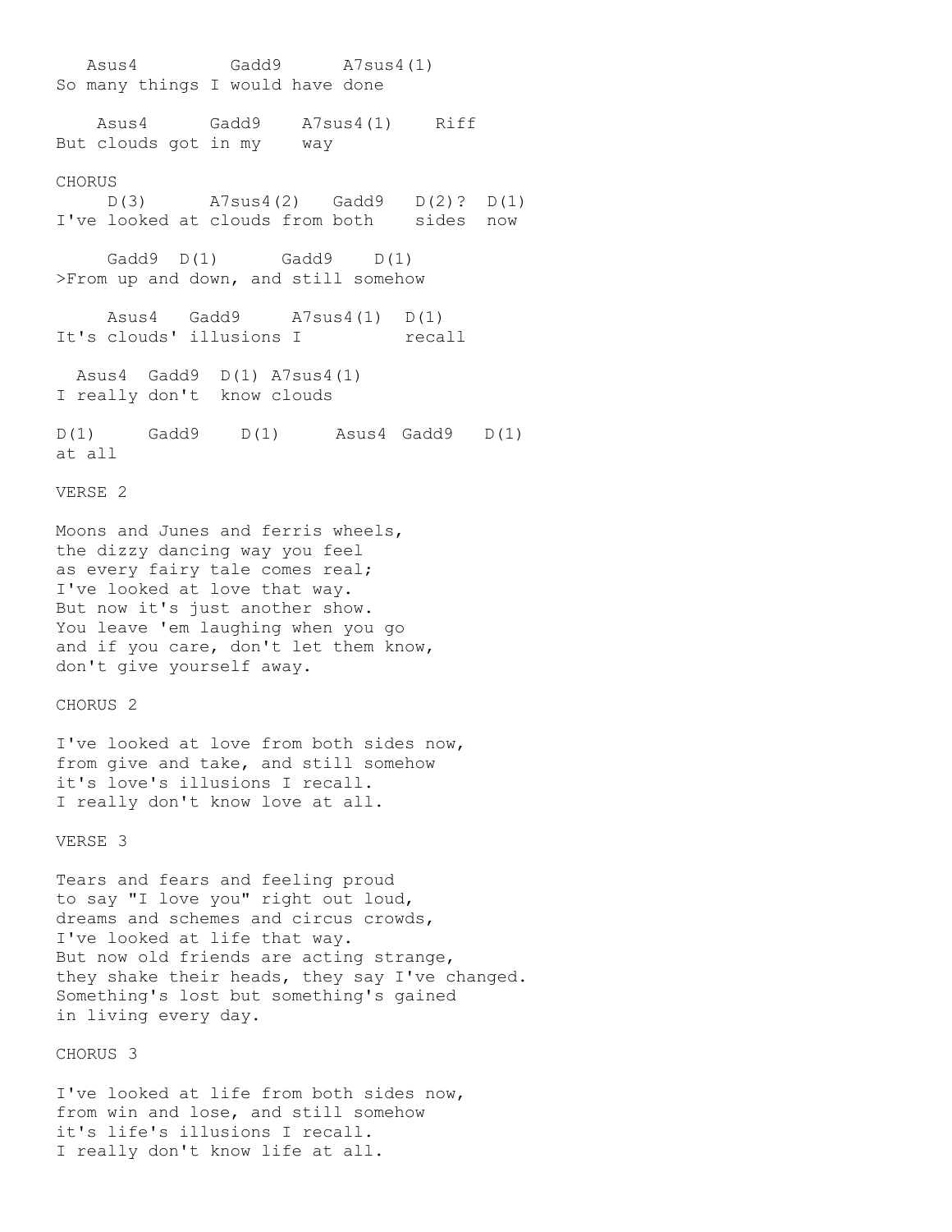```
   Asus4         Gadd9      A7sus4(1)
So many things I would have done

    Asus4      Gadd9    A7sus4(1)    Riff
But clouds got in my    way

CHORUS
     D(3)      A7sus4(2)   Gadd9   D(2)?  D(1)
I've looked at clouds from both    sides  now

     Gadd9  D(1)      Gadd9    D(1)
>From up and down, and still somehow

     Asus4   Gadd9     A7sus4(1)  D(1)
It's clouds' illusions I          recall

  Asus4  Gadd9  D(1) A7sus4(1)
I really don't  know clouds

D(1)     Gadd9    D(1)     Asus4  Gadd9   D(1)
at all
```

VERSE 2

Moons and Junes and ferris wheels,
the dizzy dancing way you feel
as every fairy tale comes real;
I've looked at love that way.
But now it's just another show.
You leave 'em laughing when you go
and if you care, don't let them know,
don't give yourself away.

CHORUS 2

I've looked at love from both sides now,
from give and take, and still somehow
it's love's illusions I recall.
I really don't know love at all.

VERSE 3

Tears and fears and feeling proud
to say "I love you" right out loud,
dreams and schemes and circus crowds,
I've looked at life that way.
But now old friends are acting strange,
they shake their heads, they say I've changed.
Something's lost but something's gained
in living every day.

CHORUS 3

I've looked at life from both sides now,
from win and lose, and still somehow
it's life's illusions I recall.
I really don't know life at all.